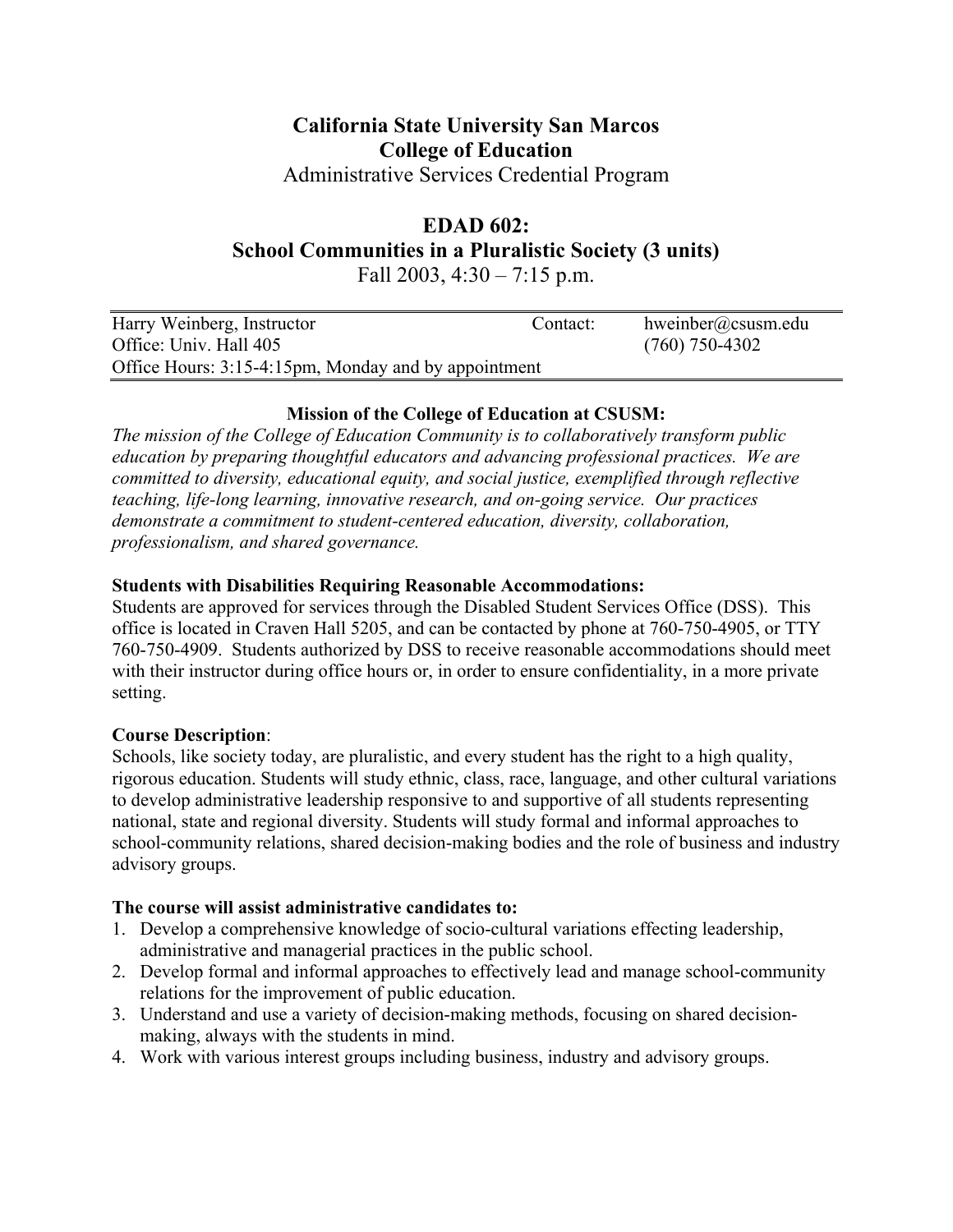# California State University San Marcos

## College of Education

Administrative Services Credential Program

## EDAD 602:

## School Communities in a Pluralistic Society (3 units)

Fall 2003, 4:30 – 7:15 p.m.

| Harry Weinberg, Instructor | Contact: | hweinber@csusm.edu |
|---|---|---|
| Office: Univ. Hall 405 | | (760) 750-4302 |
| Office Hours: 3:15-4:15pm, Monday and by appointment | | |

**Mission of the College of Education at CSUSM:**

*The mission of the College of Education Community is to collaboratively transform public education by preparing thoughtful educators and advancing professional practices. We are committed to diversity, educational equity, and social justice, exemplified through reflective teaching, life-long learning, innovative research, and on-going service. Our practices demonstrate a commitment to student-centered education, diversity, collaboration, professionalism, and shared governance.*

**Students with Disabilities Requiring Reasonable Accommodations:**

Students are approved for services through the Disabled Student Services Office (DSS). This office is located in Craven Hall 5205, and can be contacted by phone at 760-750-4905, or TTY 760-750-4909. Students authorized by DSS to receive reasonable accommodations should meet with their instructor during office hours or, in order to ensure confidentiality, in a more private setting.

**Course Description**:

Schools, like society today, are pluralistic, and every student has the right to a high quality, rigorous education. Students will study ethnic, class, race, language, and other cultural variations to develop administrative leadership responsive to and supportive of all students representing national, state and regional diversity. Students will study formal and informal approaches to school-community relations, shared decision-making bodies and the role of business and industry advisory groups.

**The course will assist administrative candidates to:**

1. Develop a comprehensive knowledge of socio-cultural variations effecting leadership, administrative and managerial practices in the public school.
2. Develop formal and informal approaches to effectively lead and manage school-community relations for the improvement of public education.
3. Understand and use a variety of decision-making methods, focusing on shared decision-making, always with the students in mind.
4. Work with various interest groups including business, industry and advisory groups.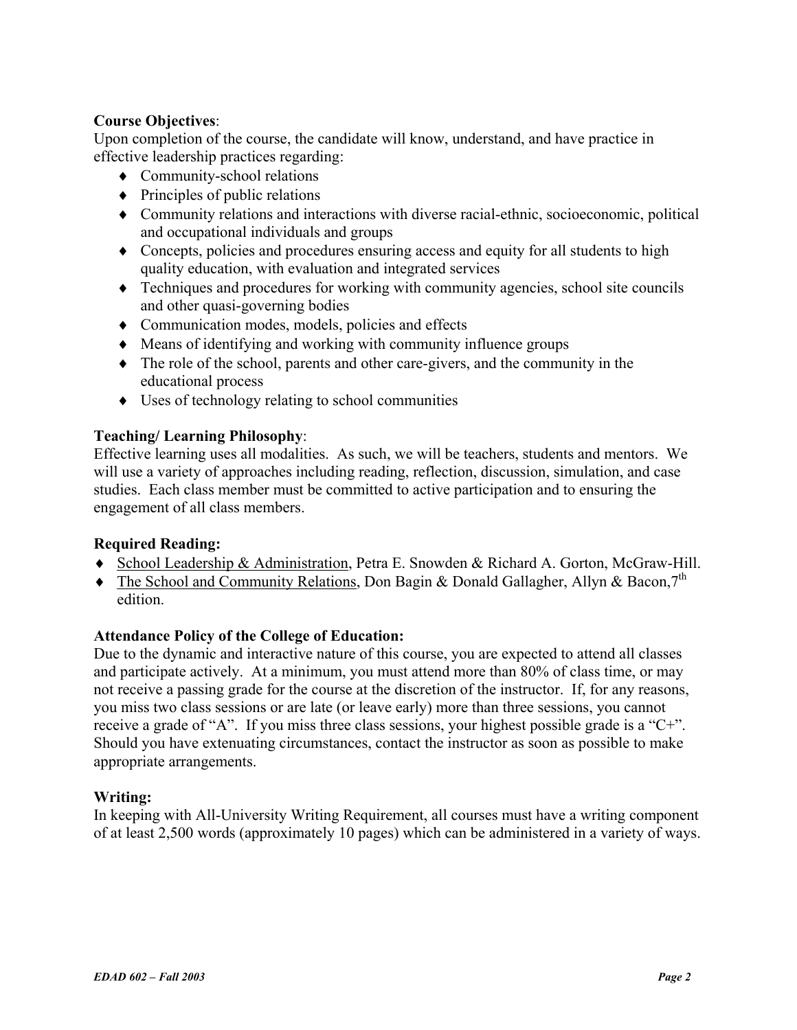**Course Objectives**:

Upon completion of the course, the candidate will know, understand, and have practice in effective leadership practices regarding:

- Community-school relations
- Principles of public relations
- Community relations and interactions with diverse racial-ethnic, socioeconomic, political and occupational individuals and groups
- Concepts, policies and procedures ensuring access and equity for all students to high quality education, with evaluation and integrated services
- Techniques and procedures for working with community agencies, school site councils and other quasi-governing bodies
- Communication modes, models, policies and effects
- Means of identifying and working with community influence groups
- The role of the school, parents and other care-givers, and the community in the educational process
- Uses of technology relating to school communities

**Teaching/ Learning Philosophy**:

Effective learning uses all modalities. As such, we will be teachers, students and mentors. We will use a variety of approaches including reading, reflection, discussion, simulation, and case studies. Each class member must be committed to active participation and to ensuring the engagement of all class members.

**Required Reading:**

- School Leadership & Administration, Petra E. Snowden & Richard A. Gorton, McGraw-Hill.
- The School and Community Relations, Don Bagin & Donald Gallagher, Allyn & Bacon, 7th edition.

**Attendance Policy of the College of Education:**

Due to the dynamic and interactive nature of this course, you are expected to attend all classes and participate actively. At a minimum, you must attend more than 80% of class time, or may not receive a passing grade for the course at the discretion of the instructor. If, for any reasons, you miss two class sessions or are late (or leave early) more than three sessions, you cannot receive a grade of "A". If you miss three class sessions, your highest possible grade is a "C+". Should you have extenuating circumstances, contact the instructor as soon as possible to make appropriate arrangements.

**Writing:**

In keeping with All-University Writing Requirement, all courses must have a writing component of at least 2,500 words (approximately 10 pages) which can be administered in a variety of ways.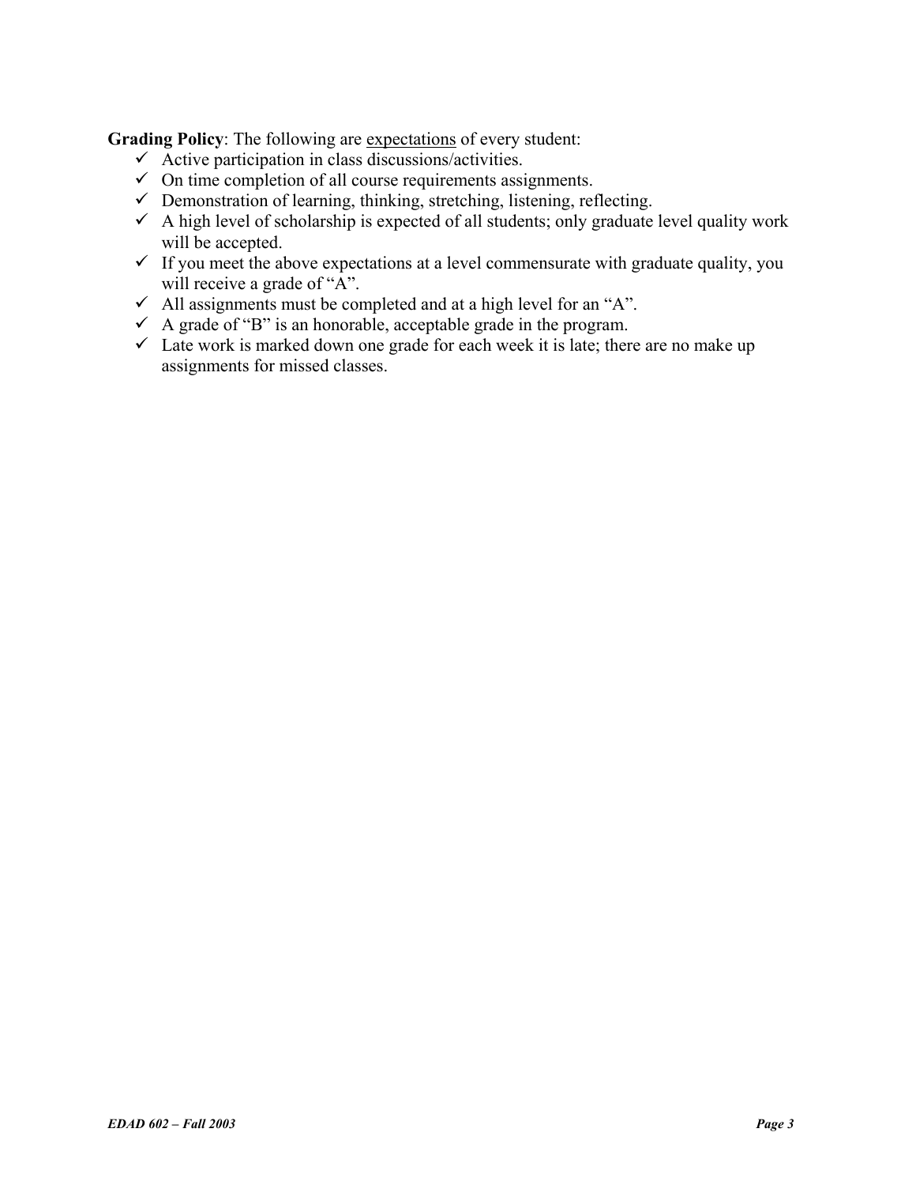**Grading Policy**: The following are <u>expectations</u> of every student:

- ✓ Active participation in class discussions/activities.
- ✓ On time completion of all course requirements assignments.
- ✓ Demonstration of learning, thinking, stretching, listening, reflecting.
- ✓ A high level of scholarship is expected of all students; only graduate level quality work will be accepted.
- ✓ If you meet the above expectations at a level commensurate with graduate quality, you will receive a grade of "A".
- ✓ All assignments must be completed and at a high level for an "A".
- ✓ A grade of "B" is an honorable, acceptable grade in the program.
- ✓ Late work is marked down one grade for each week it is late; there are no make up assignments for missed classes.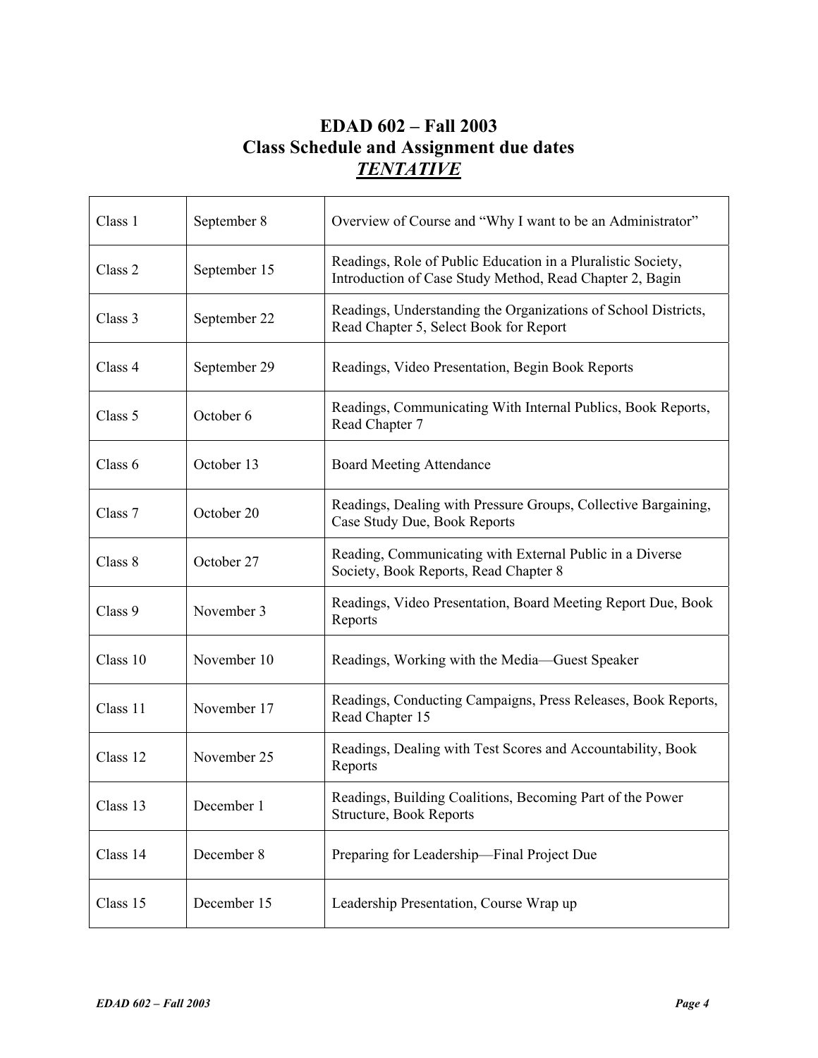# EDAD 602 – Fall 2003
## Class Schedule and Assignment due dates
### ***TENTATIVE***

| | | |
|---|---|---|
| Class 1 | September 8 | Overview of Course and "Why I want to be an Administrator" |
| Class 2 | September 15 | Readings, Role of Public Education in a Pluralistic Society, Introduction of Case Study Method, Read Chapter 2, Bagin |
| Class 3 | September 22 | Readings, Understanding the Organizations of School Districts, Read Chapter 5, Select Book for Report |
| Class 4 | September 29 | Readings, Video Presentation, Begin Book Reports |
| Class 5 | October 6 | Readings, Communicating With Internal Publics, Book Reports, Read Chapter 7 |
| Class 6 | October 13 | Board Meeting Attendance |
| Class 7 | October 20 | Readings, Dealing with Pressure Groups, Collective Bargaining, Case Study Due, Book Reports |
| Class 8 | October 27 | Reading, Communicating with External Public in a Diverse Society, Book Reports, Read Chapter 8 |
| Class 9 | November 3 | Readings, Video Presentation, Board Meeting Report Due, Book Reports |
| Class 10 | November 10 | Readings, Working with the Media—Guest Speaker |
| Class 11 | November 17 | Readings, Conducting Campaigns, Press Releases, Book Reports, Read Chapter 15 |
| Class 12 | November 25 | Readings, Dealing with Test Scores and Accountability, Book Reports |
| Class 13 | December 1 | Readings, Building Coalitions, Becoming Part of the Power Structure, Book Reports |
| Class 14 | December 8 | Preparing for Leadership—Final Project Due |
| Class 15 | December 15 | Leadership Presentation, Course Wrap up |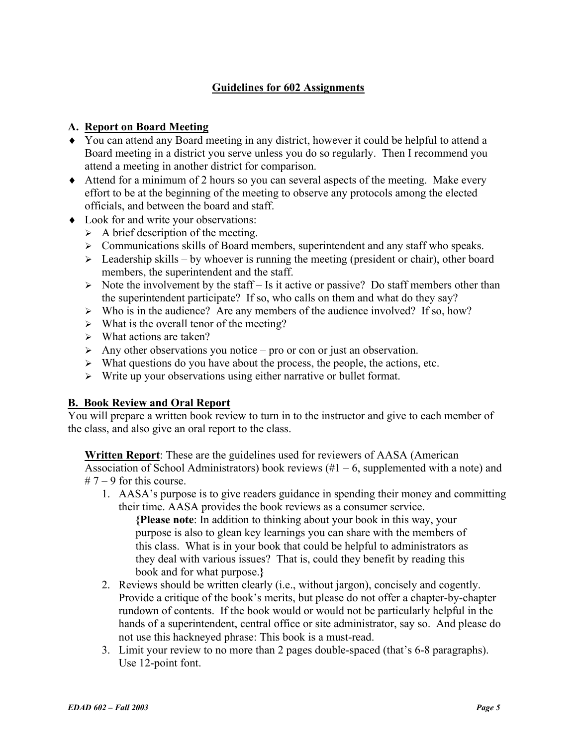## Guidelines for 602 Assignments

### A. Report on Board Meeting

- You can attend any Board meeting in any district, however it could be helpful to attend a Board meeting in a district you serve unless you do so regularly. Then I recommend you attend a meeting in another district for comparison.
- Attend for a minimum of 2 hours so you can several aspects of the meeting. Make every effort to be at the beginning of the meeting to observe any protocols among the elected officials, and between the board and staff.
- Look for and write your observations:
  - A brief description of the meeting.
  - Communications skills of Board members, superintendent and any staff who speaks.
  - Leadership skills – by whoever is running the meeting (president or chair), other board members, the superintendent and the staff.
  - Note the involvement by the staff – Is it active or passive? Do staff members other than the superintendent participate? If so, who calls on them and what do they say?
  - Who is in the audience? Are any members of the audience involved? If so, how?
  - What is the overall tenor of the meeting?
  - What actions are taken?
  - Any other observations you notice – pro or con or just an observation.
  - What questions do you have about the process, the people, the actions, etc.
  - Write up your observations using either narrative or bullet format.

### B. Book Review and Oral Report

You will prepare a written book review to turn in to the instructor and give to each member of the class, and also give an oral report to the class.

**Written Report**: These are the guidelines used for reviewers of AASA (American Association of School Administrators) book reviews (#1 – 6, supplemented with a note) and # 7 – 9 for this course.

1. AASA's purpose is to give readers guidance in spending their money and committing their time. AASA provides the book reviews as a consumer service.

   **{Please note**: In addition to thinking about your book in this way, your purpose is also to glean key learnings you can share with the members of this class. What is in your book that could be helpful to administrators as they deal with various issues? That is, could they benefit by reading this book and for what purpose.**}**

2. Reviews should be written clearly (i.e., without jargon), concisely and cogently. Provide a critique of the book's merits, but please do not offer a chapter-by-chapter rundown of contents. If the book would or would not be particularly helpful in the hands of a superintendent, central office or site administrator, say so. And please do not use this hackneyed phrase: This book is a must-read.
3. Limit your review to no more than 2 pages double-spaced (that's 6-8 paragraphs). Use 12-point font.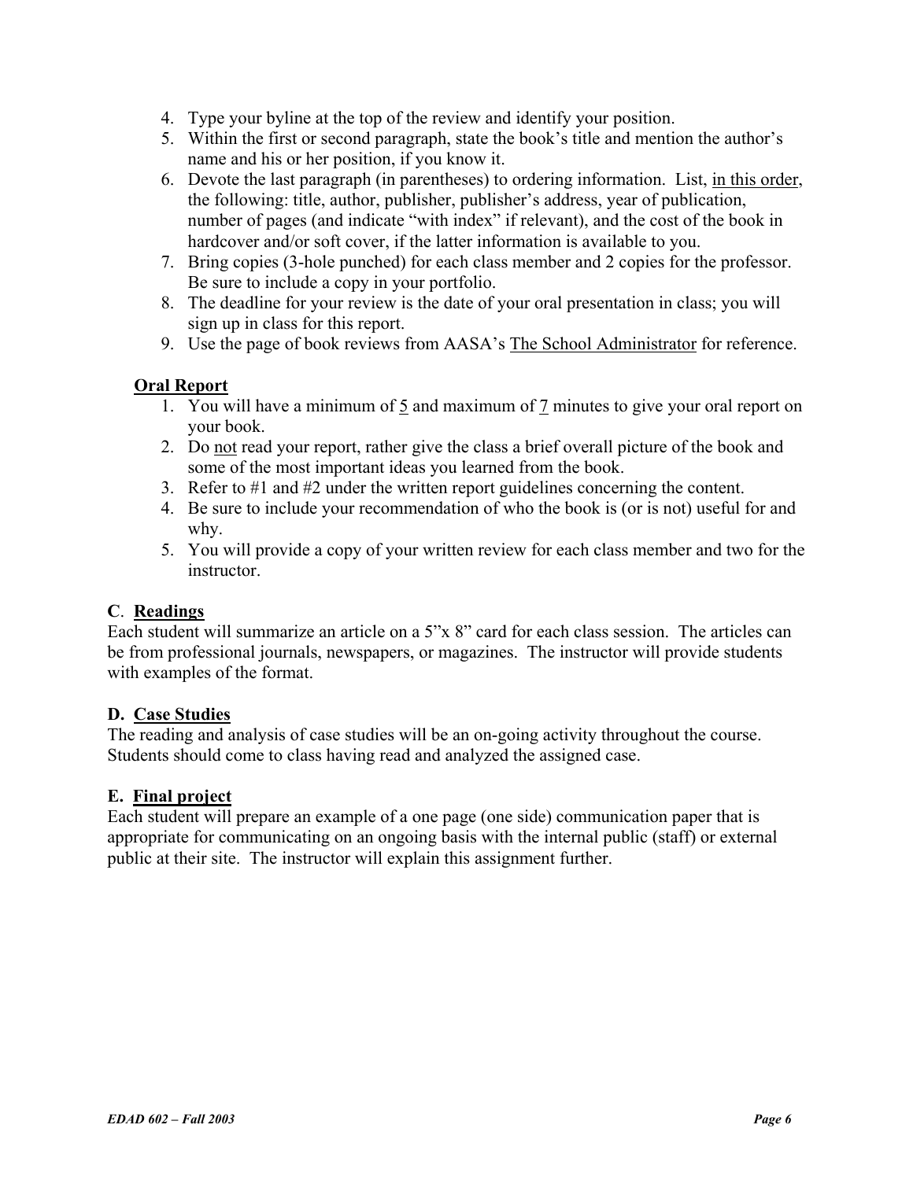4. Type your byline at the top of the review and identify your position.
5. Within the first or second paragraph, state the book's title and mention the author's name and his or her position, if you know it.
6. Devote the last paragraph (in parentheses) to ordering information. List, <u>in this order</u>, the following: title, author, publisher, publisher's address, year of publication, number of pages (and indicate "with index" if relevant), and the cost of the book in hardcover and/or soft cover, if the latter information is available to you.
7. Bring copies (3-hole punched) for each class member and 2 copies for the professor. Be sure to include a copy in your portfolio.
8. The deadline for your review is the date of your oral presentation in class; you will sign up in class for this report.
9. Use the page of book reviews from AASA's <u>The School Administrator</u> for reference.

**<u>Oral Report</u>**

1. You will have a minimum of <u>5</u> and maximum of <u>7</u> minutes to give your oral report on your book.
2. Do <u>not</u> read your report, rather give the class a brief overall picture of the book and some of the most important ideas you learned from the book.
3. Refer to #1 and #2 under the written report guidelines concerning the content.
4. Be sure to include your recommendation of who the book is (or is not) useful for and why.
5. You will provide a copy of your written review for each class member and two for the instructor.

### C. <u>Readings</u>

Each student will summarize an article on a 5"x 8" card for each class session. The articles can be from professional journals, newspapers, or magazines. The instructor will provide students with examples of the format.

### D. <u>Case Studies</u>

The reading and analysis of case studies will be an on-going activity throughout the course. Students should come to class having read and analyzed the assigned case.

### E. <u>Final project</u>

Each student will prepare an example of a one page (one side) communication paper that is appropriate for communicating on an ongoing basis with the internal public (staff) or external public at their site. The instructor will explain this assignment further.